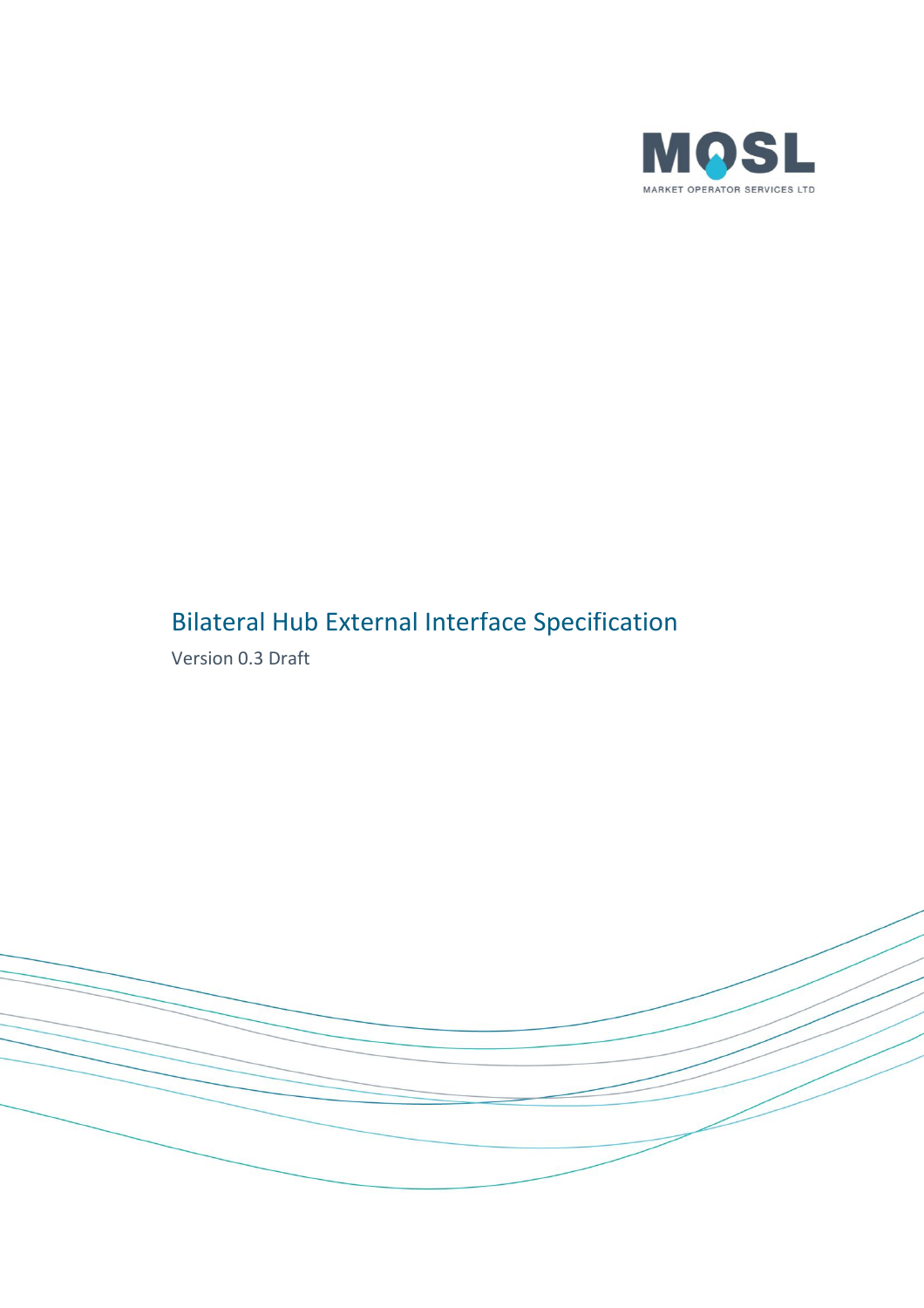MOSL

MARKET OPERATOR SERVICES LTD

# Bilateral Hub External Interface Specification

Version 0.3 Draft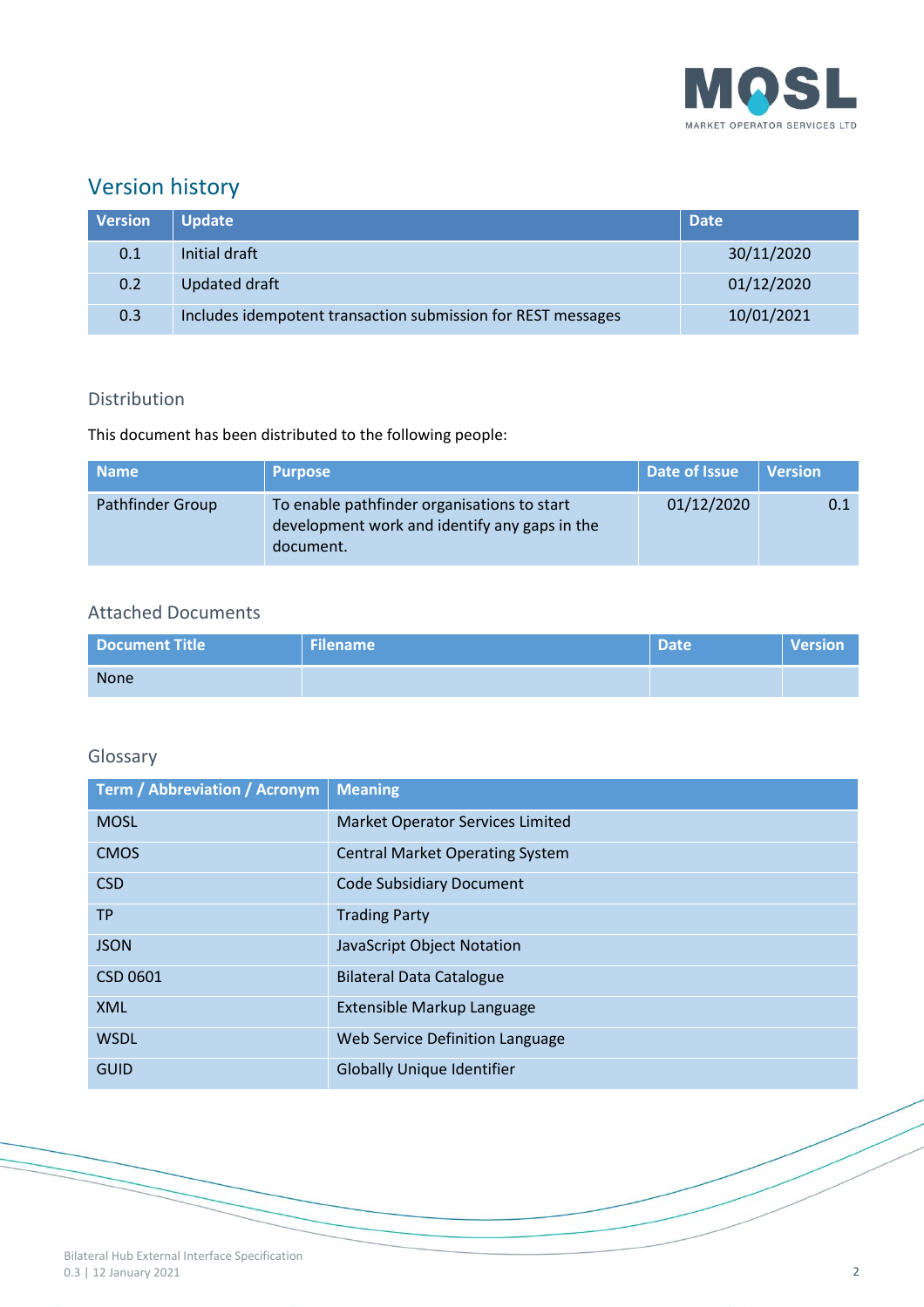## Version history

| Version | Update | Date |
|---|---|---|
| 0.1 | Initial draft | 30/11/2020 |
| 0.2 | Updated draft | 01/12/2020 |
| 0.3 | Includes idempotent transaction submission for REST messages | 10/01/2021 |

### Distribution

This document has been distributed to the following people:

| Name | Purpose | Date of Issue | Version |
|---|---|---|---|
| Pathfinder Group | To enable pathfinder organisations to start development work and identify any gaps in the document. | 01/12/2020 | 0.1 |

### Attached Documents

| Document Title | Filename | Date | Version |
|---|---|---|---|
| None | | | |

### Glossary

| Term / Abbreviation / Acronym | Meaning |
|---|---|
| MOSL | Market Operator Services Limited |
| CMOS | Central Market Operating System |
| CSD | Code Subsidiary Document |
| TP | Trading Party |
| JSON | JavaScript Object Notation |
| CSD 0601 | Bilateral Data Catalogue |
| XML | Extensible Markup Language |
| WSDL | Web Service Definition Language |
| GUID | Globally Unique Identifier |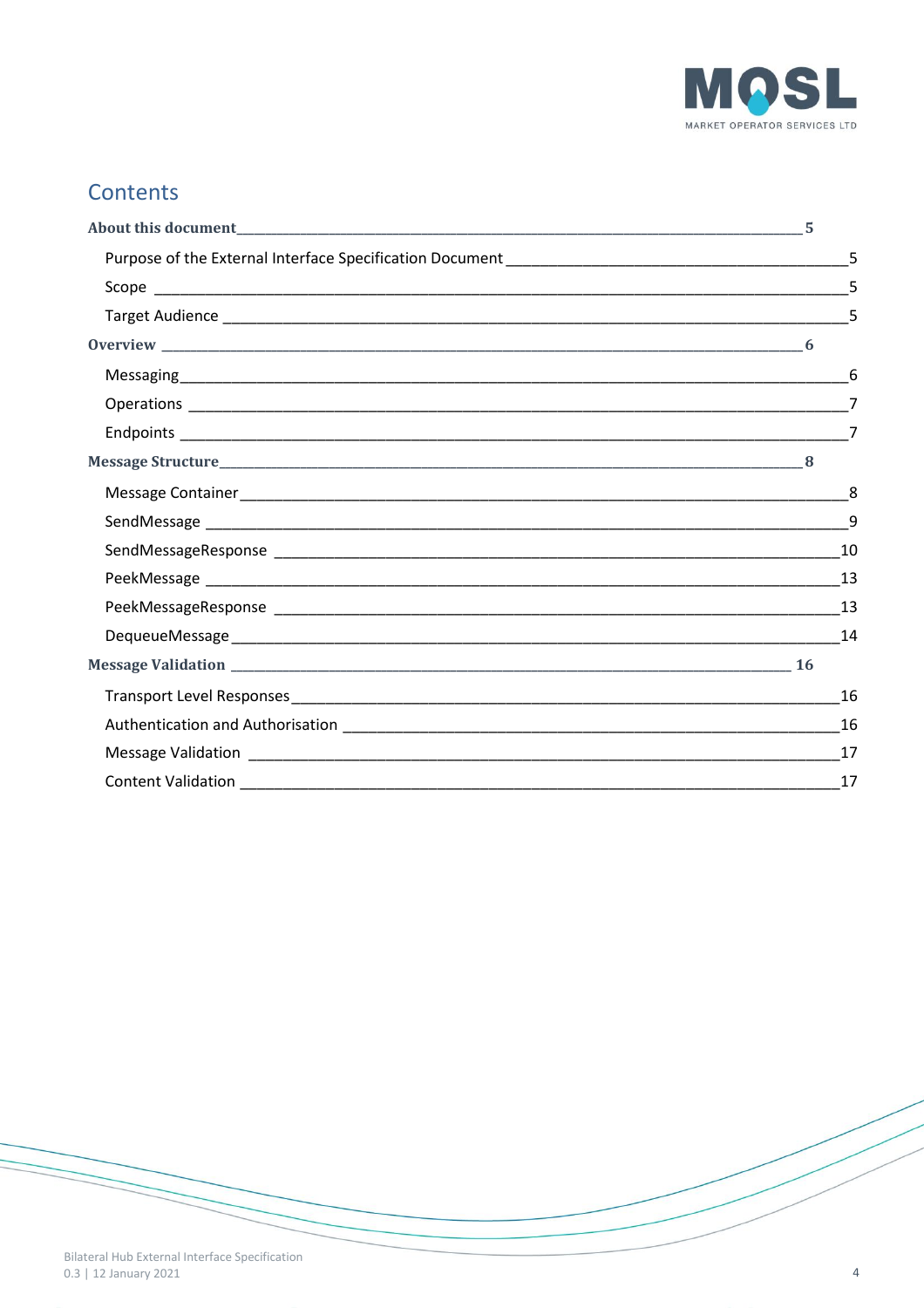## Contents

**About this document** 5

- Purpose of the External Interface Specification Document 5
- Scope 5
- Target Audience 5

**Overview** 6

- Messaging 6
- Operations 7
- Endpoints 7

**Message Structure** 8

- Message Container 8
- SendMessage 9
- SendMessageResponse 10
- PeekMessage 13
- PeekMessageResponse 13
- DequeueMessage 14

**Message Validation** 16

- Transport Level Responses 16
- Authentication and Authorisation 16
- Message Validation 17
- Content Validation 17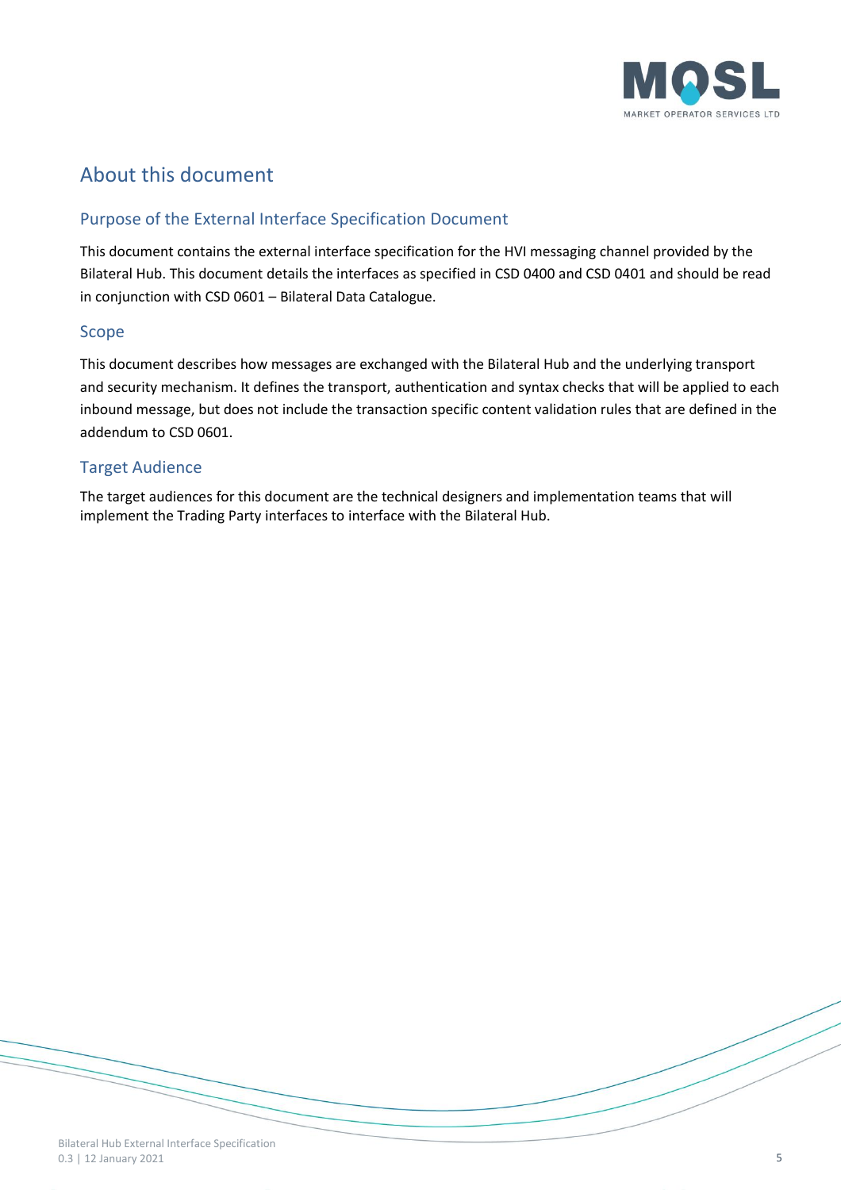# About this document

## Purpose of the External Interface Specification Document

This document contains the external interface specification for the HVI messaging channel provided by the Bilateral Hub. This document details the interfaces as specified in CSD 0400 and CSD 0401 and should be read in conjunction with CSD 0601 – Bilateral Data Catalogue.

## Scope

This document describes how messages are exchanged with the Bilateral Hub and the underlying transport and security mechanism. It defines the transport, authentication and syntax checks that will be applied to each inbound message, but does not include the transaction specific content validation rules that are defined in the addendum to CSD 0601.

## Target Audience

The target audiences for this document are the technical designers and implementation teams that will implement the Trading Party interfaces to interface with the Bilateral Hub.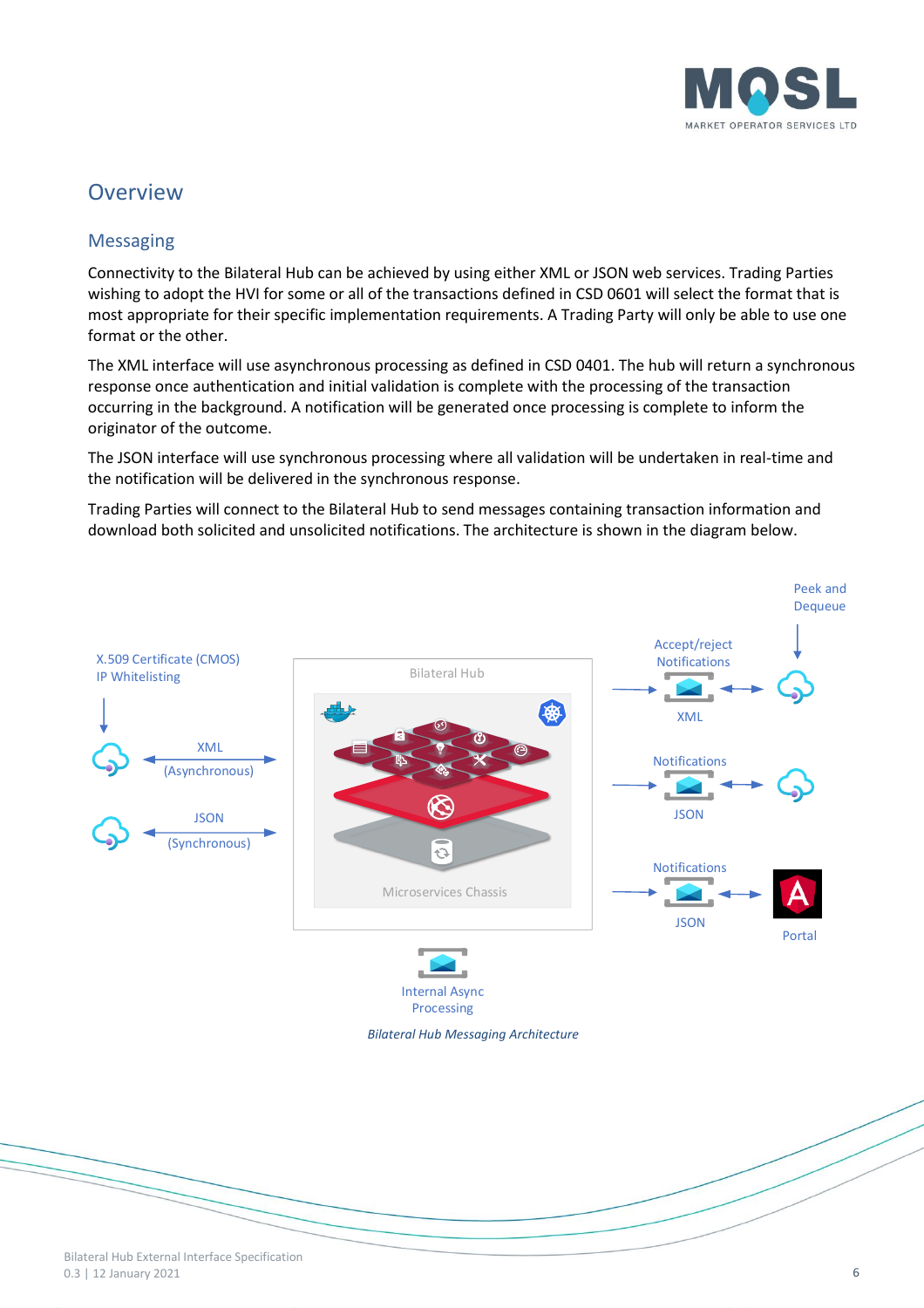# Overview

## Messaging

Connectivity to the Bilateral Hub can be achieved by using either XML or JSON web services. Trading Parties wishing to adopt the HVI for some or all of the transactions defined in CSD 0601 will select the format that is most appropriate for their specific implementation requirements. A Trading Party will only be able to use one format or the other.

The XML interface will use asynchronous processing as defined in CSD 0401. The hub will return a synchronous response once authentication and initial validation is complete with the processing of the transaction occurring in the background. A notification will be generated once processing is complete to inform the originator of the outcome.

The JSON interface will use synchronous processing where all validation will be undertaken in real-time and the notification will be delivered in the synchronous response.

Trading Parties will connect to the Bilateral Hub to send messages containing transaction information and download both solicited and unsolicited notifications. The architecture is shown in the diagram below.

X.509 Certificate (CMOS)
IP Whitelisting

XML (Asynchronous)

JSON (Synchronous)

Bilateral Hub

Microservices Chassis

Peek and Dequeue

Accept/reject Notifications

XML

Notifications

JSON

Notifications

JSON

Portal

Internal Async Processing

*Bilateral Hub Messaging Architecture*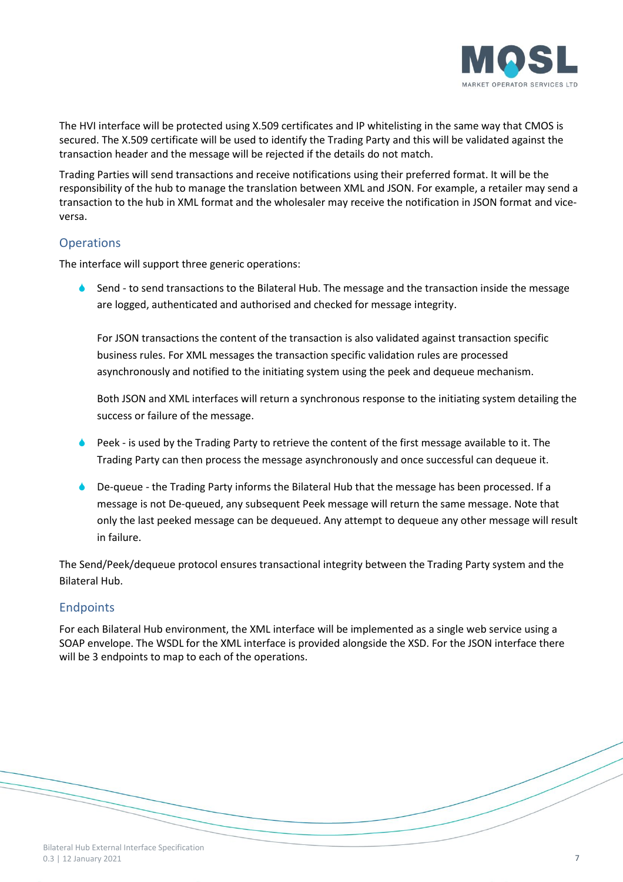The HVI interface will be protected using X.509 certificates and IP whitelisting in the same way that CMOS is secured. The X.509 certificate will be used to identify the Trading Party and this will be validated against the transaction header and the message will be rejected if the details do not match.

Trading Parties will send transactions and receive notifications using their preferred format. It will be the responsibility of the hub to manage the translation between XML and JSON. For example, a retailer may send a transaction to the hub in XML format and the wholesaler may receive the notification in JSON format and vice-versa.

## Operations

The interface will support three generic operations:

- Send - to send transactions to the Bilateral Hub. The message and the transaction inside the message are logged, authenticated and authorised and checked for message integrity.

  For JSON transactions the content of the transaction is also validated against transaction specific business rules. For XML messages the transaction specific validation rules are processed asynchronously and notified to the initiating system using the peek and dequeue mechanism.

  Both JSON and XML interfaces will return a synchronous response to the initiating system detailing the success or failure of the message.

- Peek - is used by the Trading Party to retrieve the content of the first message available to it. The Trading Party can then process the message asynchronously and once successful can dequeue it.

- De-queue - the Trading Party informs the Bilateral Hub that the message has been processed. If a message is not De-queued, any subsequent Peek message will return the same message. Note that only the last peeked message can be dequeued. Any attempt to dequeue any other message will result in failure.

The Send/Peek/dequeue protocol ensures transactional integrity between the Trading Party system and the Bilateral Hub.

## Endpoints

For each Bilateral Hub environment, the XML interface will be implemented as a single web service using a SOAP envelope. The WSDL for the XML interface is provided alongside the XSD. For the JSON interface there will be 3 endpoints to map to each of the operations.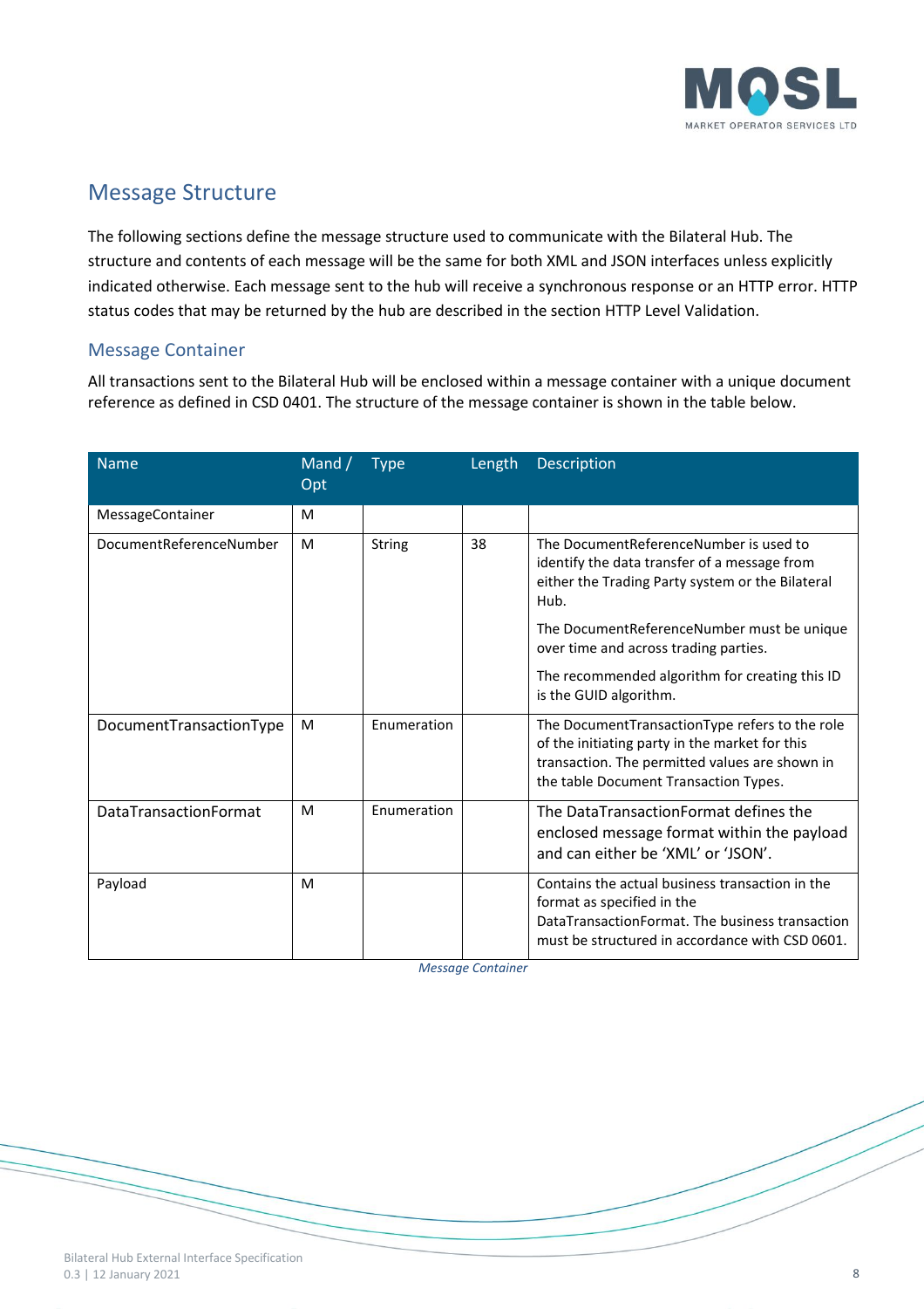# Message Structure

The following sections define the message structure used to communicate with the Bilateral Hub. The structure and contents of each message will be the same for both XML and JSON interfaces unless explicitly indicated otherwise. Each message sent to the hub will receive a synchronous response or an HTTP error. HTTP status codes that may be returned by the hub are described in the section HTTP Level Validation.

## Message Container

All transactions sent to the Bilateral Hub will be enclosed within a message container with a unique document reference as defined in CSD 0401. The structure of the message container is shown in the table below.

| Name | Mand / Opt | Type | Length | Description |
|---|---|---|---|---|
| MessageContainer | M | | | |
| DocumentReferenceNumber | M | String | 38 | The DocumentReferenceNumber is used to identify the data transfer of a message from either the Trading Party system or the Bilateral Hub.<br><br>The DocumentReferenceNumber must be unique over time and across trading parties.<br><br>The recommended algorithm for creating this ID is the GUID algorithm. |
| DocumentTransactionType | M | Enumeration | | The DocumentTransactionType refers to the role of the initiating party in the market for this transaction. The permitted values are shown in the table Document Transaction Types. |
| DataTransactionFormat | M | Enumeration | | The DataTransactionFormat defines the enclosed message format within the payload and can either be 'XML' or 'JSON'. |
| Payload | M | | | Contains the actual business transaction in the format as specified in the DataTransactionFormat. The business transaction must be structured in accordance with CSD 0601. |

*Message Container*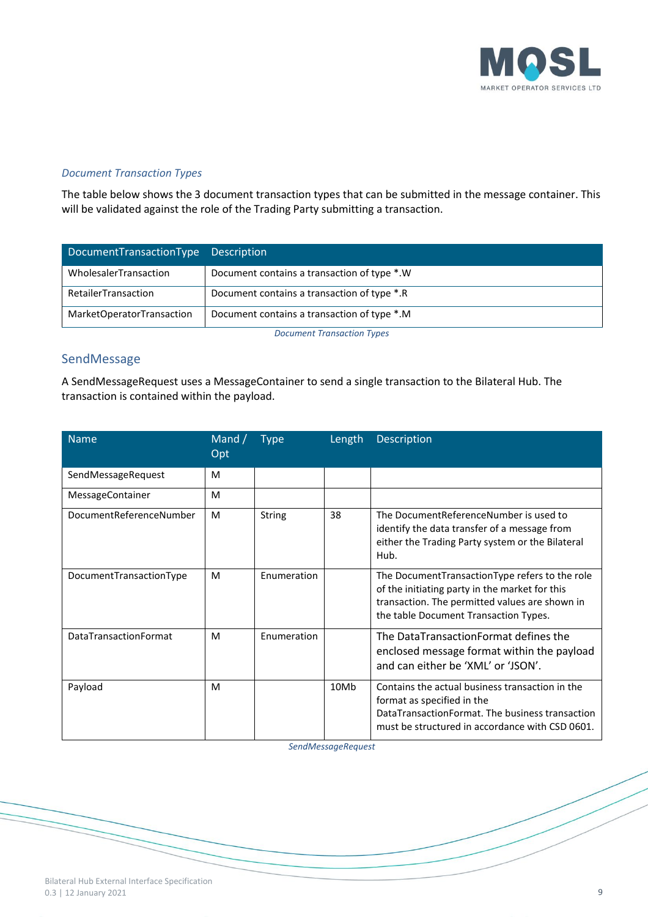### *Document Transaction Types*

The table below shows the 3 document transaction types that can be submitted in the message container. This will be validated against the role of the Trading Party submitting a transaction.

| DocumentTransactionType | Description |
|---|---|
| WholesalerTransaction | Document contains a transaction of type *.W |
| RetailerTransaction | Document contains a transaction of type *.R |
| MarketOperatorTransaction | Document contains a transaction of type *.M |

*Document Transaction Types*

## SendMessage

A SendMessageRequest uses a MessageContainer to send a single transaction to the Bilateral Hub. The transaction is contained within the payload.

| Name | Mand / Opt | Type | Length | Description |
|---|---|---|---|---|
| SendMessageRequest | M | | | |
| MessageContainer | M | | | |
| DocumentReferenceNumber | M | String | 38 | The DocumentReferenceNumber is used to identify the data transfer of a message from either the Trading Party system or the Bilateral Hub. |
| DocumentTransactionType | M | Enumeration | | The DocumentTransactionType refers to the role of the initiating party in the market for this transaction. The permitted values are shown in the table Document Transaction Types. |
| DataTransactionFormat | M | Enumeration | | The DataTransactionFormat defines the enclosed message format within the payload and can either be 'XML' or 'JSON'. |
| Payload | M | | 10Mb | Contains the actual business transaction in the format as specified in the DataTransactionFormat. The business transaction must be structured in accordance with CSD 0601. |

*SendMessageRequest*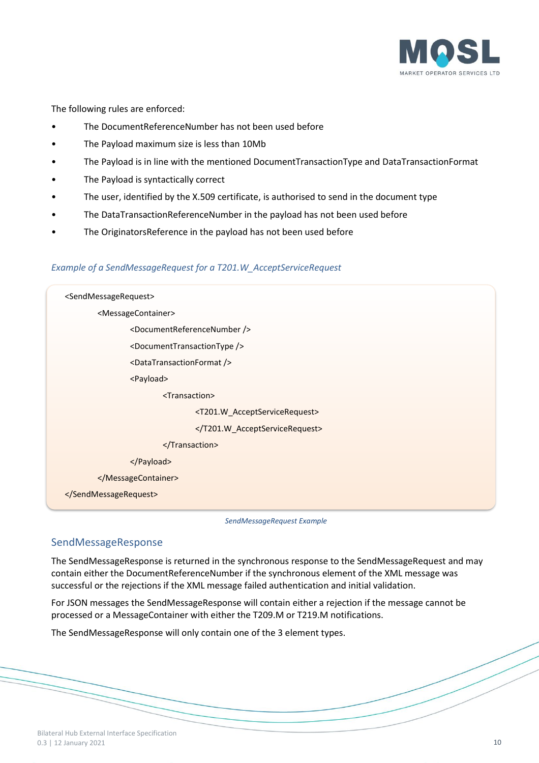The following rules are enforced:

- The DocumentReferenceNumber has not been used before
- The Payload maximum size is less than 10Mb
- The Payload is in line with the mentioned DocumentTransactionType and DataTransactionFormat
- The Payload is syntactically correct
- The user, identified by the X.509 certificate, is authorised to send in the document type
- The DataTransactionReferenceNumber in the payload has not been used before
- The OriginatorsReference in the payload has not been used before

*Example of a SendMessageRequest for a T201.W_AcceptServiceRequest*

```
<SendMessageRequest>
    <MessageContainer>
        <DocumentReferenceNumber />
        <DocumentTransactionType />
        <DataTransactionFormat />
        <Payload>
            <Transaction>
                <T201.W_AcceptServiceRequest>
                </T201.W_AcceptServiceRequest>
            </Transaction>
        </Payload>
    </MessageContainer>
</SendMessageRequest>
```

*SendMessageRequest Example*

## SendMessageResponse

The SendMessageResponse is returned in the synchronous response to the SendMessageRequest and may contain either the DocumentReferenceNumber if the synchronous element of the XML message was successful or the rejections if the XML message failed authentication and initial validation.

For JSON messages the SendMessageResponse will contain either a rejection if the message cannot be processed or a MessageContainer with either the T209.M or T219.M notifications.

The SendMessageResponse will only contain one of the 3 element types.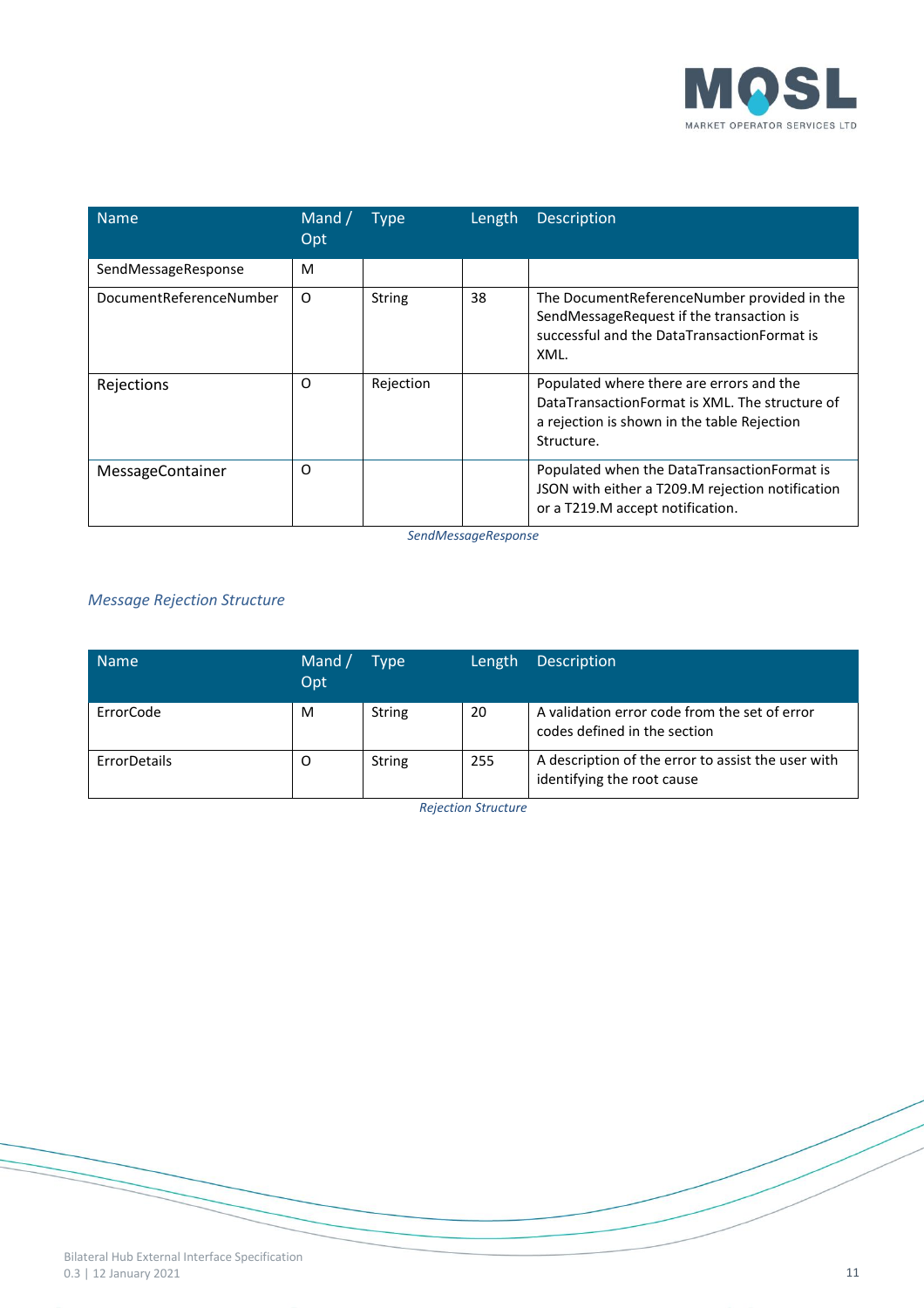| Name | Mand / Opt | Type | Length | Description |
|---|---|---|---|---|
| SendMessageResponse | M | | | |
| DocumentReferenceNumber | O | String | 38 | The DocumentReferenceNumber provided in the SendMessageRequest if the transaction is successful and the DataTransactionFormat is XML. |
| Rejections | O | Rejection | | Populated where there are errors and the DataTransactionFormat is XML. The structure of a rejection is shown in the table Rejection Structure. |
| MessageContainer | O | | | Populated when the DataTransactionFormat is JSON with either a T209.M rejection notification or a T219.M accept notification. |

*SendMessageResponse*

### *Message Rejection Structure*

| Name | Mand / Opt | Type | Length | Description |
|---|---|---|---|---|
| ErrorCode | M | String | 20 | A validation error code from the set of error codes defined in the section |
| ErrorDetails | O | String | 255 | A description of the error to assist the user with identifying the root cause |

*Rejection Structure*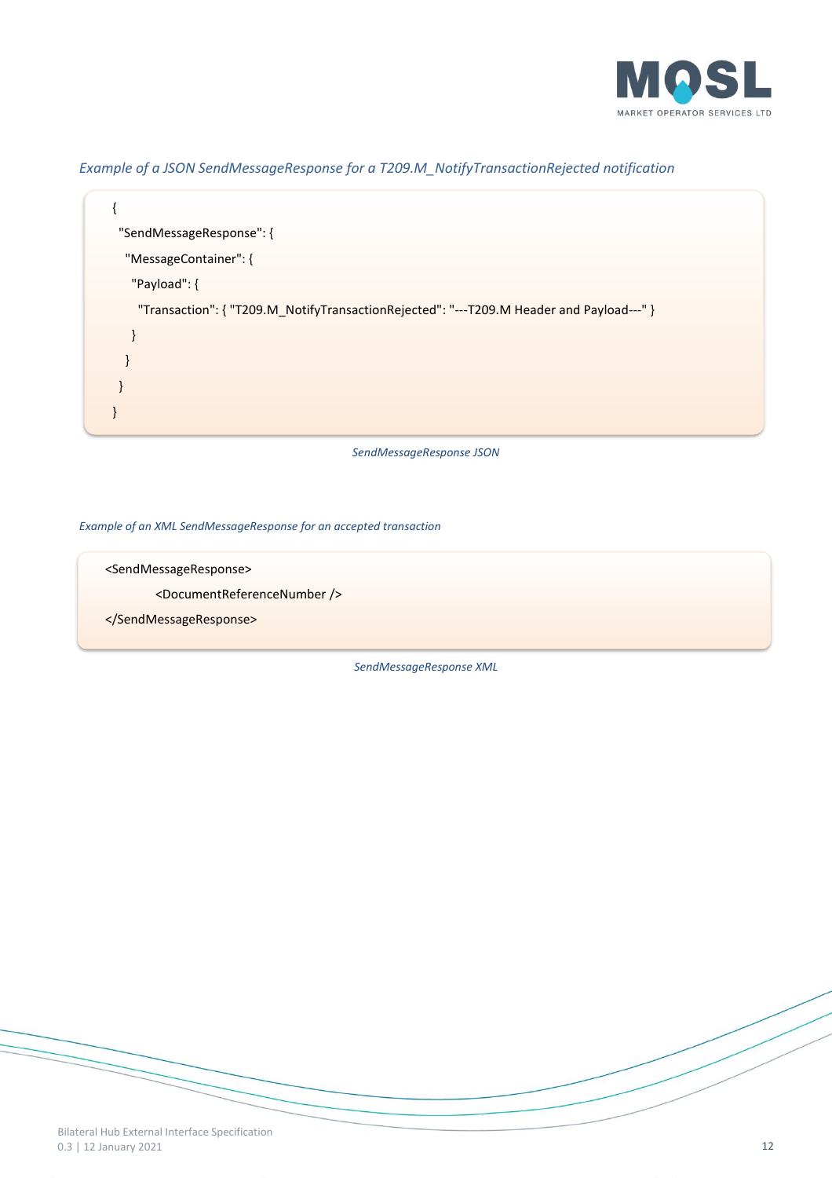*Example of a JSON SendMessageResponse for a T209.M_NotifyTransactionRejected notification*

```
{
  "SendMessageResponse": {
    "MessageContainer": {
      "Payload": {
        "Transaction": { "T209.M_NotifyTransactionRejected": "---T209.M Header and Payload---" }
      }
    }
  }
}
```

*SendMessageResponse JSON*

*Example of an XML SendMessageResponse for an accepted transaction*

```
<SendMessageResponse>
        <DocumentReferenceNumber />
</SendMessageResponse>
```

*SendMessageResponse XML*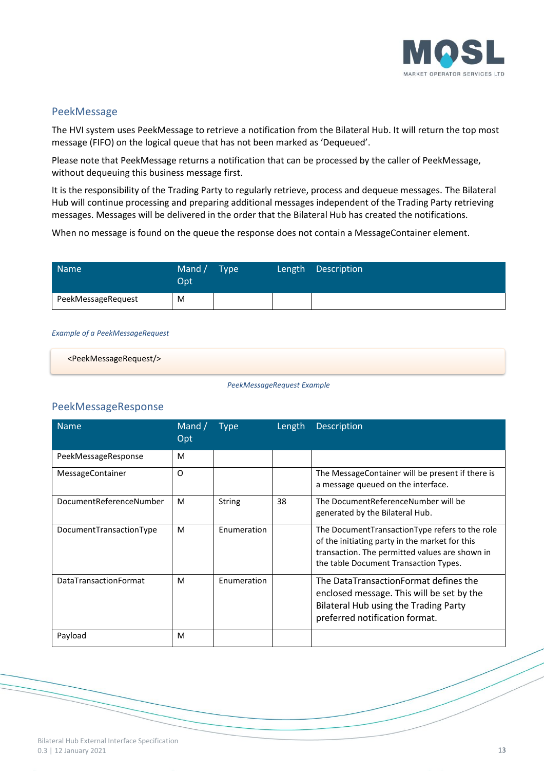## PeekMessage

The HVI system uses PeekMessage to retrieve a notification from the Bilateral Hub. It will return the top most message (FIFO) on the logical queue that has not been marked as 'Dequeued'.

Please note that PeekMessage returns a notification that can be processed by the caller of PeekMessage, without dequeuing this business message first.

It is the responsibility of the Trading Party to regularly retrieve, process and dequeue messages. The Bilateral Hub will continue processing and preparing additional messages independent of the Trading Party retrieving messages. Messages will be delivered in the order that the Bilateral Hub has created the notifications.

When no message is found on the queue the response does not contain a MessageContainer element.

| Name | Mand / Opt | Type | Length | Description |
|---|---|---|---|---|
| PeekMessageRequest | M | | | |

*Example of a PeekMessageRequest*

```
<PeekMessageRequest/>
```

*PeekMessageRequest Example*

## PeekMessageResponse

| Name | Mand / Opt | Type | Length | Description |
|---|---|---|---|---|
| PeekMessageResponse | M | | | |
| MessageContainer | O | | | The MessageContainer will be present if there is a message queued on the interface. |
| DocumentReferenceNumber | M | String | 38 | The DocumentReferenceNumber will be generated by the Bilateral Hub. |
| DocumentTransactionType | M | Enumeration | | The DocumentTransactionType refers to the role of the initiating party in the market for this transaction. The permitted values are shown in the table Document Transaction Types. |
| DataTransactionFormat | M | Enumeration | | The DataTransactionFormat defines the enclosed message. This will be set by the Bilateral Hub using the Trading Party preferred notification format. |
| Payload | M | | | |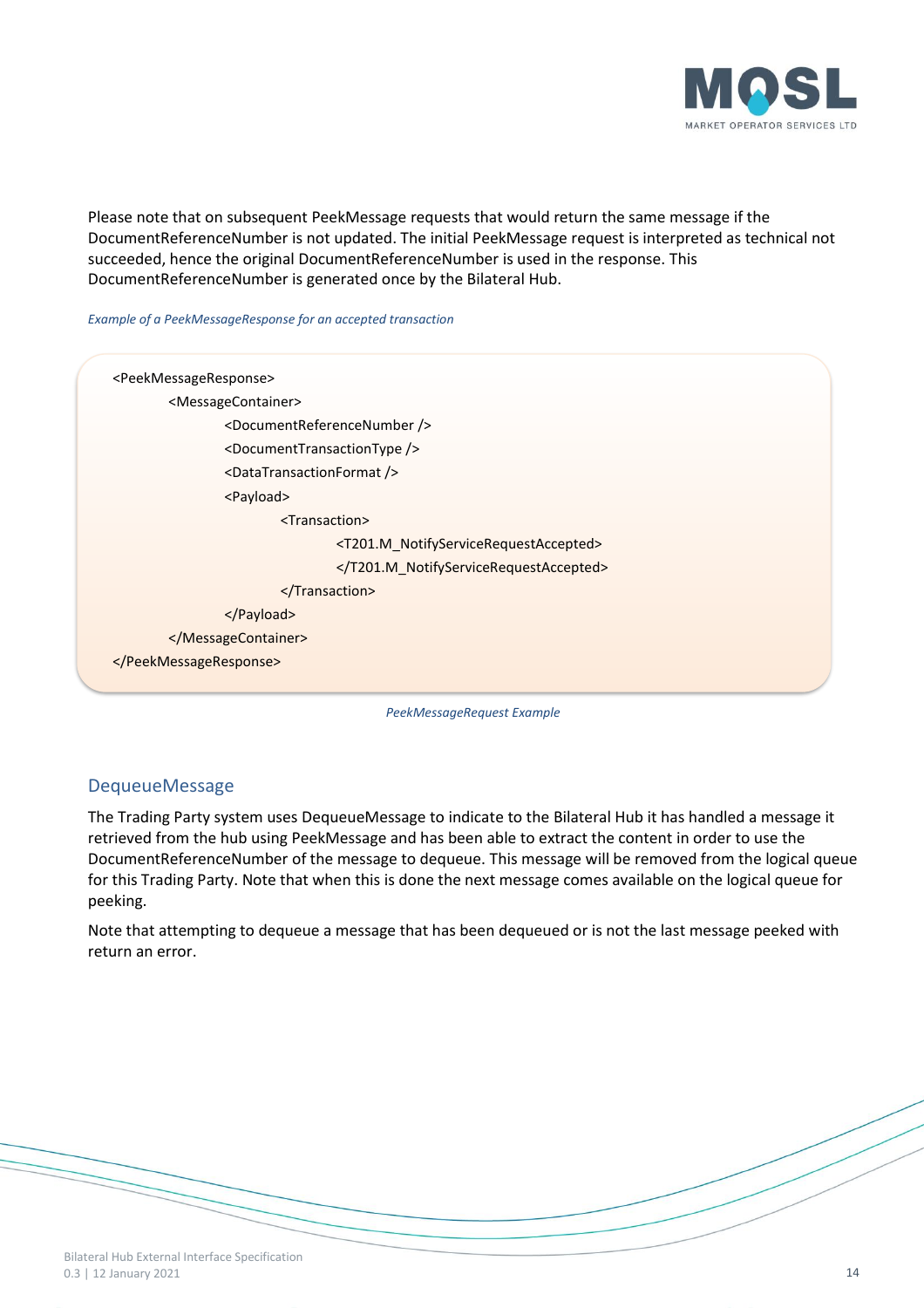Please note that on subsequent PeekMessage requests that would return the same message if the DocumentReferenceNumber is not updated. The initial PeekMessage request is interpreted as technical not succeeded, hence the original DocumentReferenceNumber is used in the response. This DocumentReferenceNumber is generated once by the Bilateral Hub.

*Example of a PeekMessageResponse for an accepted transaction*

```
<PeekMessageResponse>
    <MessageContainer>
        <DocumentReferenceNumber />
        <DocumentTransactionType />
        <DataTransactionFormat />
        <Payload>
            <Transaction>
                <T201.M_NotifyServiceRequestAccepted>
                </T201.M_NotifyServiceRequestAccepted>
            </Transaction>
        </Payload>
    </MessageContainer>
</PeekMessageResponse>
```

*PeekMessageRequest Example*

## DequeueMessage

The Trading Party system uses DequeueMessage to indicate to the Bilateral Hub it has handled a message it retrieved from the hub using PeekMessage and has been able to extract the content in order to use the DocumentReferenceNumber of the message to dequeue. This message will be removed from the logical queue for this Trading Party. Note that when this is done the next message comes available on the logical queue for peeking.

Note that attempting to dequeue a message that has been dequeued or is not the last message peeked with return an error.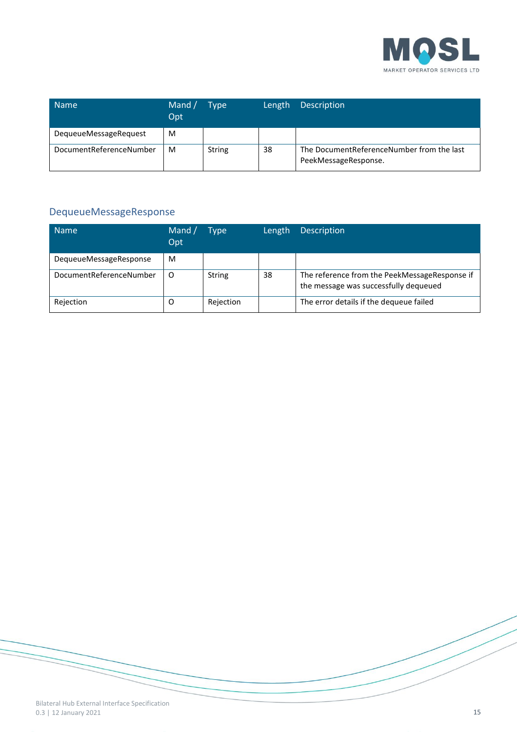| Name | Mand / Opt | Type | Length | Description |
| --- | --- | --- | --- | --- |
| DequeueMessageRequest | M | | | |
| DocumentReferenceNumber | M | String | 38 | The DocumentReferenceNumber from the last PeekMessageResponse. |

### DequeueMessageResponse

| Name | Mand / Opt | Type | Length | Description |
| --- | --- | --- | --- | --- |
| DequeueMessageResponse | M | | | |
| DocumentReferenceNumber | O | String | 38 | The reference from the PeekMessageResponse if the message was successfully dequeued |
| Rejection | O | Rejection | | The error details if the dequeue failed |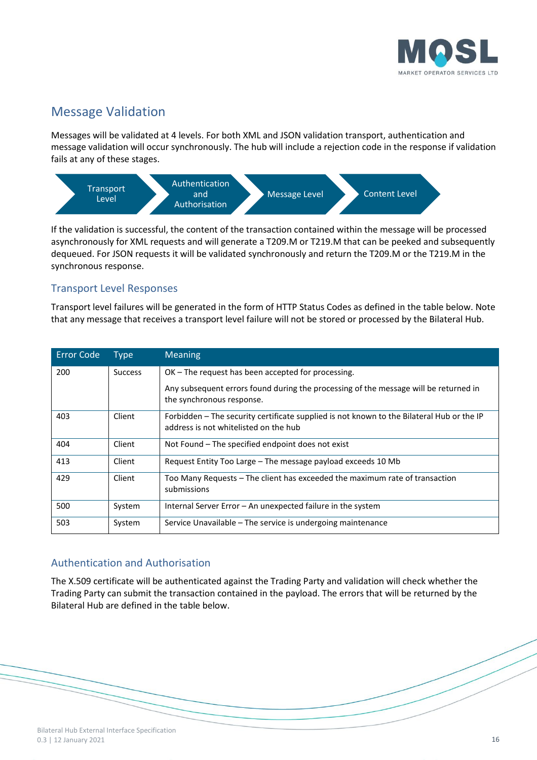## Message Validation

Messages will be validated at 4 levels. For both XML and JSON validation transport, authentication and message validation will occur synchronously. The hub will include a rejection code in the response if validation fails at any of these stages.

Transport Level → Authentication and Authorisation → Message Level → Content Level

If the validation is successful, the content of the transaction contained within the message will be processed asynchronously for XML requests and will generate a T209.M or T219.M that can be peeked and subsequently dequeued. For JSON requests it will be validated synchronously and return the T209.M or the T219.M in the synchronous response.

### Transport Level Responses

Transport level failures will be generated in the form of HTTP Status Codes as defined in the table below. Note that any message that receives a transport level failure will not be stored or processed by the Bilateral Hub.

| Error Code | Type | Meaning |
|---|---|---|
| 200 | Success | OK – The request has been accepted for processing.<br><br>Any subsequent errors found during the processing of the message will be returned in the synchronous response. |
| 403 | Client | Forbidden – The security certificate supplied is not known to the Bilateral Hub or the IP address is not whitelisted on the hub |
| 404 | Client | Not Found – The specified endpoint does not exist |
| 413 | Client | Request Entity Too Large – The message payload exceeds 10 Mb |
| 429 | Client | Too Many Requests – The client has exceeded the maximum rate of transaction submissions |
| 500 | System | Internal Server Error – An unexpected failure in the system |
| 503 | System | Service Unavailable – The service is undergoing maintenance |

### Authentication and Authorisation

The X.509 certificate will be authenticated against the Trading Party and validation will check whether the Trading Party can submit the transaction contained in the payload. The errors that will be returned by the Bilateral Hub are defined in the table below.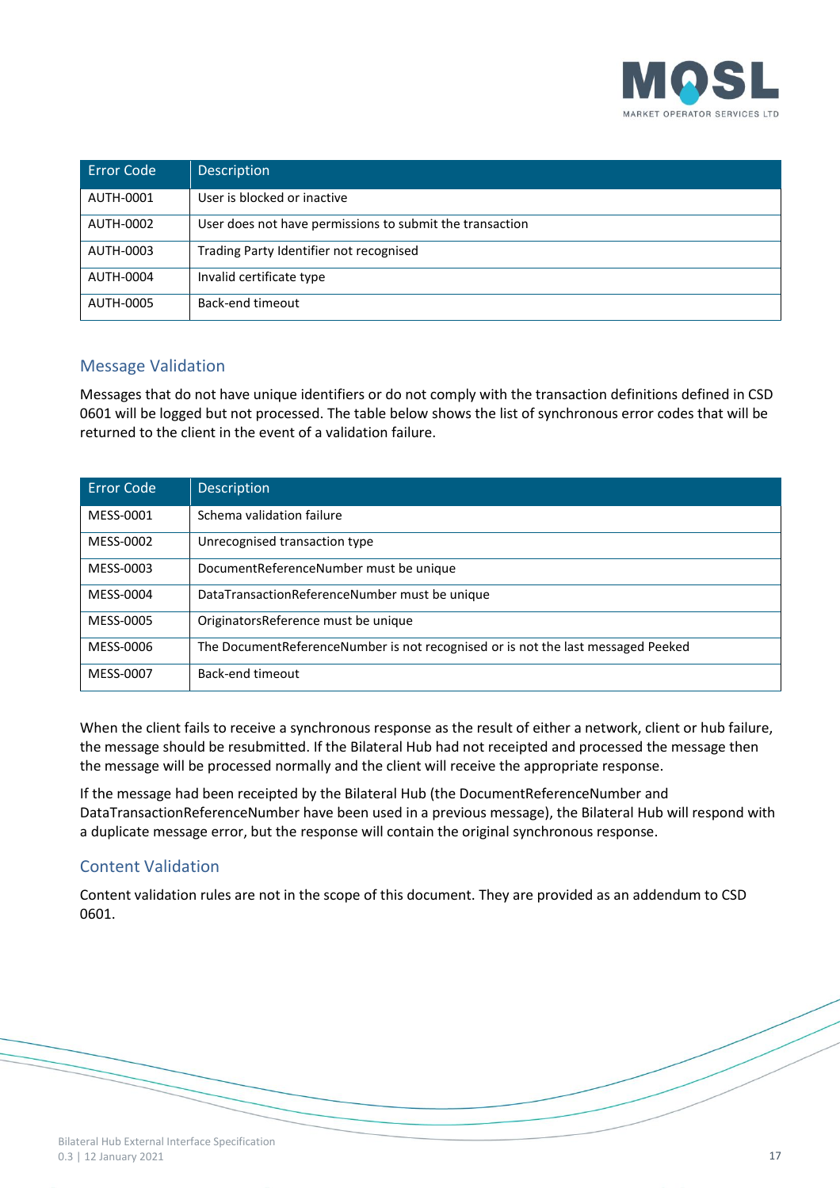| Error Code | Description |
|---|---|
| AUTH-0001 | User is blocked or inactive |
| AUTH-0002 | User does not have permissions to submit the transaction |
| AUTH-0003 | Trading Party Identifier not recognised |
| AUTH-0004 | Invalid certificate type |
| AUTH-0005 | Back-end timeout |

## Message Validation

Messages that do not have unique identifiers or do not comply with the transaction definitions defined in CSD 0601 will be logged but not processed. The table below shows the list of synchronous error codes that will be returned to the client in the event of a validation failure.

| Error Code | Description |
|---|---|
| MESS-0001 | Schema validation failure |
| MESS-0002 | Unrecognised transaction type |
| MESS-0003 | DocumentReferenceNumber must be unique |
| MESS-0004 | DataTransactionReferenceNumber must be unique |
| MESS-0005 | OriginatorsReference must be unique |
| MESS-0006 | The DocumentReferenceNumber is not recognised or is not the last messaged Peeked |
| MESS-0007 | Back-end timeout |

When the client fails to receive a synchronous response as the result of either a network, client or hub failure, the message should be resubmitted. If the Bilateral Hub had not receipted and processed the message then the message will be processed normally and the client will receive the appropriate response.

If the message had been receipted by the Bilateral Hub (the DocumentReferenceNumber and DataTransactionReferenceNumber have been used in a previous message), the Bilateral Hub will respond with a duplicate message error, but the response will contain the original synchronous response.

## Content Validation

Content validation rules are not in the scope of this document. They are provided as an addendum to CSD 0601.